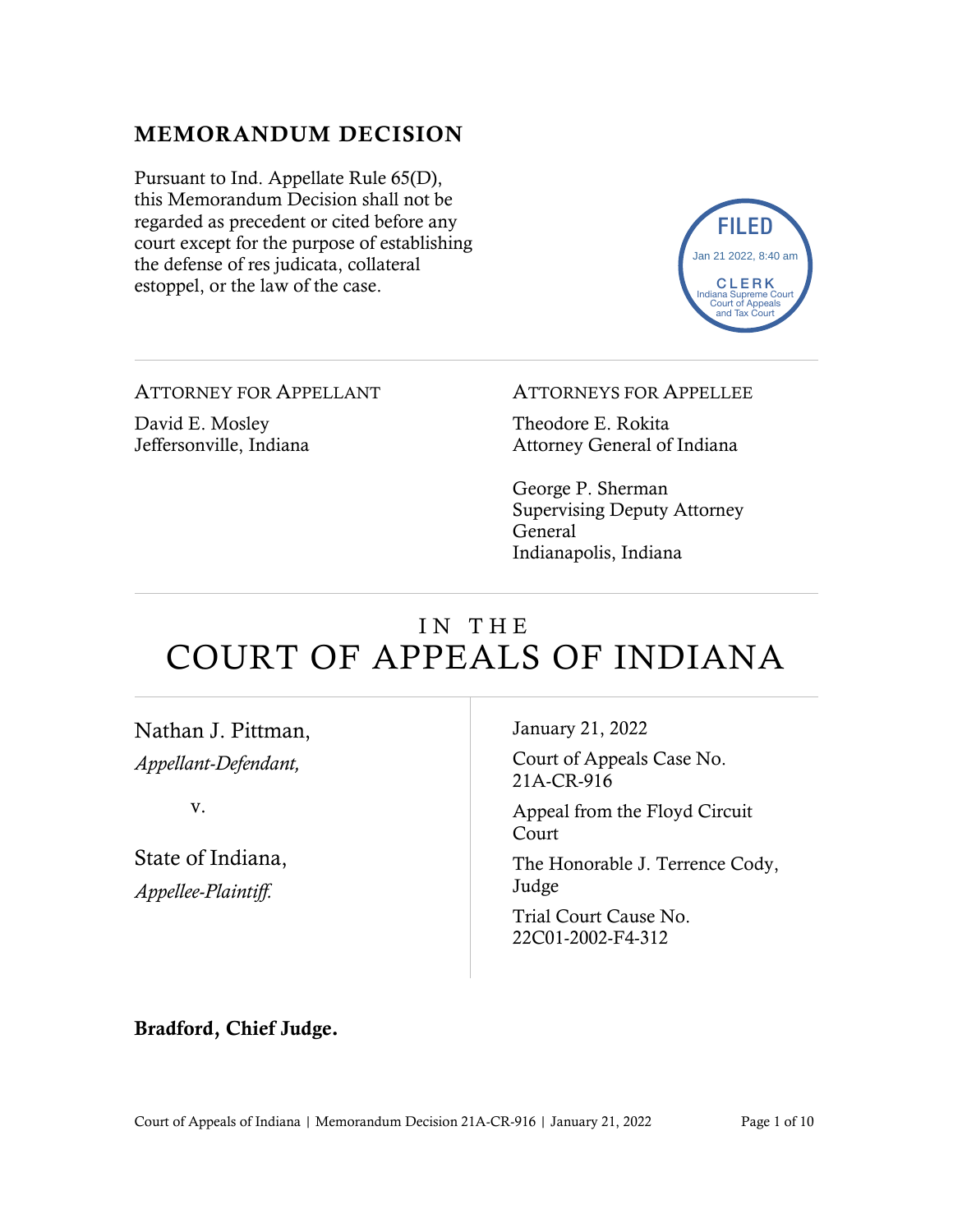## MEMORANDUM DECISION

Pursuant to Ind. Appellate Rule 65(D), this Memorandum Decision shall not be regarded as precedent or cited before any court except for the purpose of establishing the defense of res judicata, collateral estoppel, or the law of the case.

FILED
Jan 21 2022, 8:40 am
CLERK
Indiana Supreme Court
Court of Appeals
and Tax Court

---

ATTORNEY FOR APPELLANT

David E. Mosley
Jeffersonville, Indiana

ATTORNEYS FOR APPELLEE

Theodore E. Rokita
Attorney General of Indiana

George P. Sherman
Supervising Deputy Attorney General
Indianapolis, Indiana

---

# IN THE
# COURT OF APPEALS OF INDIANA

---

Nathan J. Pittman,
*Appellant-Defendant,*

v.

State of Indiana,
*Appellee-Plaintiff.*

January 21, 2022

Court of Appeals Case No. 21A-CR-916

Appeal from the Floyd Circuit Court

The Honorable J. Terrence Cody, Judge

Trial Court Cause No. 22C01-2002-F4-312

**Bradford, Chief Judge.**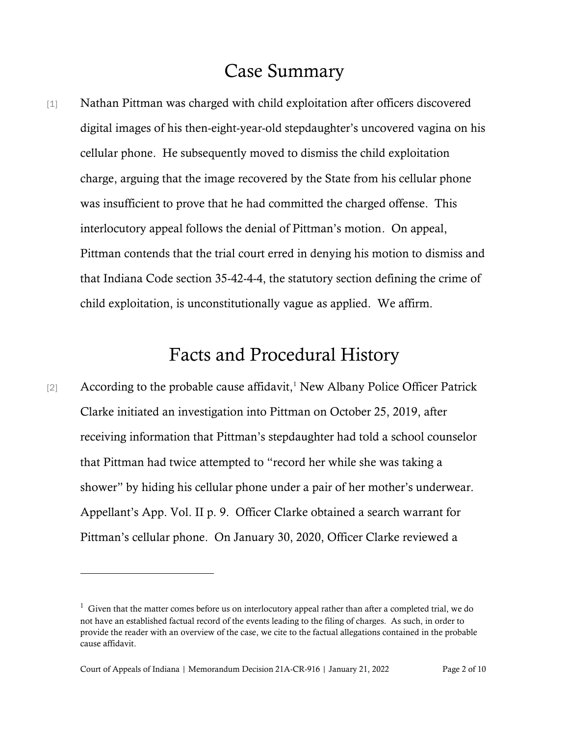# Case Summary

[1] Nathan Pittman was charged with child exploitation after officers discovered digital images of his then-eight-year-old stepdaughter's uncovered vagina on his cellular phone. He subsequently moved to dismiss the child exploitation charge, arguing that the image recovered by the State from his cellular phone was insufficient to prove that he had committed the charged offense. This interlocutory appeal follows the denial of Pittman's motion. On appeal, Pittman contends that the trial court erred in denying his motion to dismiss and that Indiana Code section 35-42-4-4, the statutory section defining the crime of child exploitation, is unconstitutionally vague as applied. We affirm.

# Facts and Procedural History

[2] According to the probable cause affidavit,[1] New Albany Police Officer Patrick Clarke initiated an investigation into Pittman on October 25, 2019, after receiving information that Pittman's stepdaughter had told a school counselor that Pittman had twice attempted to "record her while she was taking a shower" by hiding his cellular phone under a pair of her mother's underwear. Appellant's App. Vol. II p. 9. Officer Clarke obtained a search warrant for Pittman's cellular phone. On January 30, 2020, Officer Clarke reviewed a

---

[1] Given that the matter comes before us on interlocutory appeal rather than after a completed trial, we do not have an established factual record of the events leading to the filing of charges. As such, in order to provide the reader with an overview of the case, we cite to the factual allegations contained in the probable cause affidavit.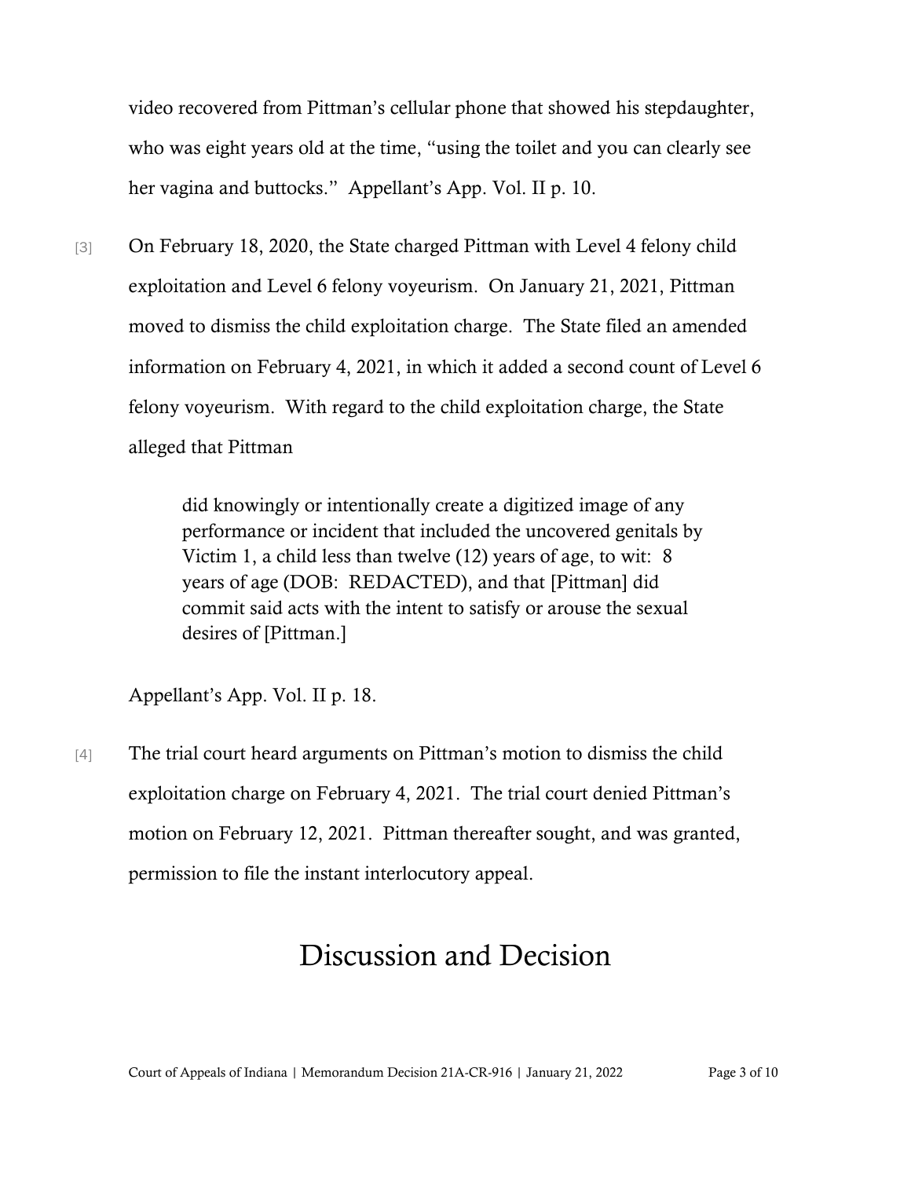video recovered from Pittman's cellular phone that showed his stepdaughter, who was eight years old at the time, "using the toilet and you can clearly see her vagina and buttocks." Appellant's App. Vol. II p. 10.

[3] On February 18, 2020, the State charged Pittman with Level 4 felony child exploitation and Level 6 felony voyeurism. On January 21, 2021, Pittman moved to dismiss the child exploitation charge. The State filed an amended information on February 4, 2021, in which it added a second count of Level 6 felony voyeurism. With regard to the child exploitation charge, the State alleged that Pittman

> did knowingly or intentionally create a digitized image of any performance or incident that included the uncovered genitals by Victim 1, a child less than twelve (12) years of age, to wit: 8 years of age (DOB: REDACTED), and that [Pittman] did commit said acts with the intent to satisfy or arouse the sexual desires of [Pittman.]

Appellant's App. Vol. II p. 18.

[4] The trial court heard arguments on Pittman's motion to dismiss the child exploitation charge on February 4, 2021. The trial court denied Pittman's motion on February 12, 2021. Pittman thereafter sought, and was granted, permission to file the instant interlocutory appeal.

# Discussion and Decision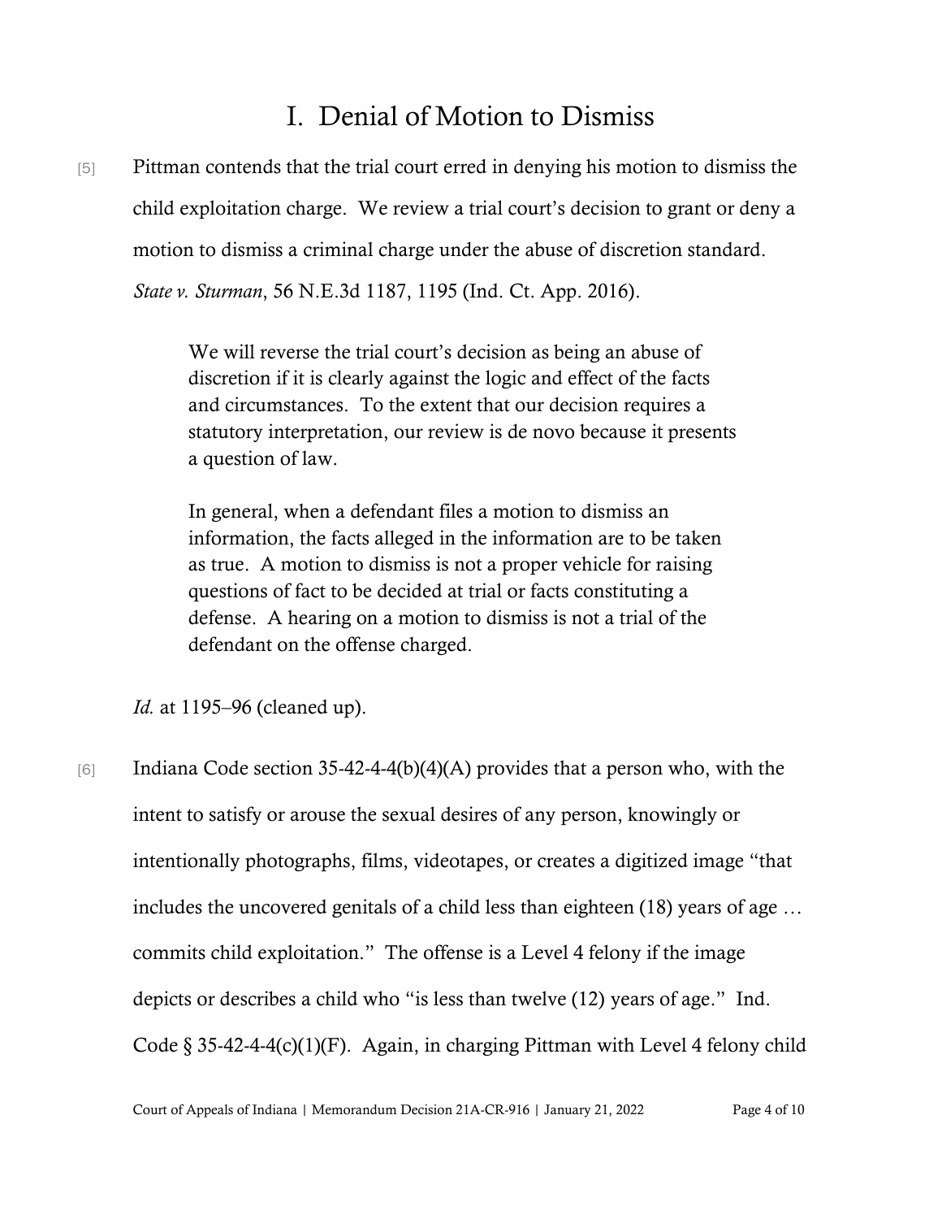# I. Denial of Motion to Dismiss

[5] Pittman contends that the trial court erred in denying his motion to dismiss the child exploitation charge. We review a trial court's decision to grant or deny a motion to dismiss a criminal charge under the abuse of discretion standard. *State v. Sturman*, 56 N.E.3d 1187, 1195 (Ind. Ct. App. 2016).

> We will reverse the trial court's decision as being an abuse of discretion if it is clearly against the logic and effect of the facts and circumstances. To the extent that our decision requires a statutory interpretation, our review is de novo because it presents a question of law.
>
> In general, when a defendant files a motion to dismiss an information, the facts alleged in the information are to be taken as true. A motion to dismiss is not a proper vehicle for raising questions of fact to be decided at trial or facts constituting a defense. A hearing on a motion to dismiss is not a trial of the defendant on the offense charged.

*Id.* at 1195–96 (cleaned up).

[6] Indiana Code section 35-42-4-4(b)(4)(A) provides that a person who, with the intent to satisfy or arouse the sexual desires of any person, knowingly or intentionally photographs, films, videotapes, or creates a digitized image "that includes the uncovered genitals of a child less than eighteen (18) years of age … commits child exploitation." The offense is a Level 4 felony if the image depicts or describes a child who "is less than twelve (12) years of age." Ind. Code § 35-42-4-4(c)(1)(F). Again, in charging Pittman with Level 4 felony child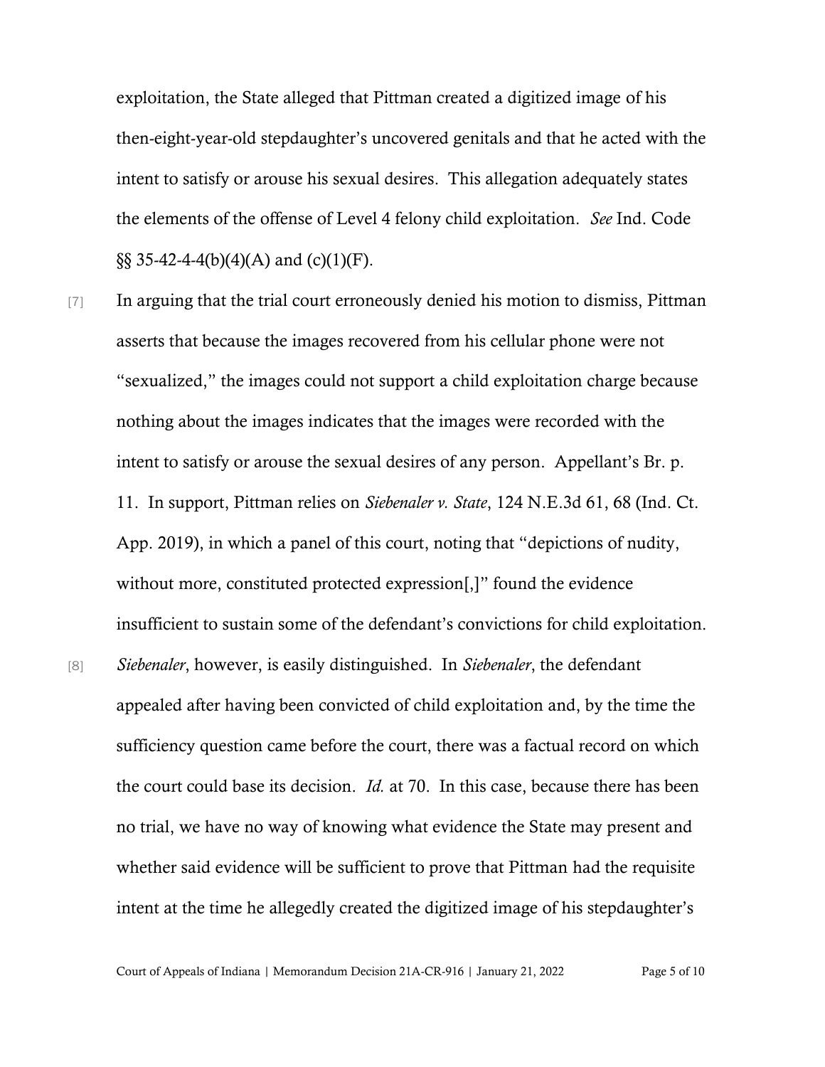exploitation, the State alleged that Pittman created a digitized image of his then-eight-year-old stepdaughter's uncovered genitals and that he acted with the intent to satisfy or arouse his sexual desires. This allegation adequately states the elements of the offense of Level 4 felony child exploitation. *See* Ind. Code §§ 35-42-4-4(b)(4)(A) and (c)(1)(F).

[7] In arguing that the trial court erroneously denied his motion to dismiss, Pittman asserts that because the images recovered from his cellular phone were not "sexualized," the images could not support a child exploitation charge because nothing about the images indicates that the images were recorded with the intent to satisfy or arouse the sexual desires of any person. Appellant's Br. p. 11. In support, Pittman relies on *Siebenaler v. State*, 124 N.E.3d 61, 68 (Ind. Ct. App. 2019), in which a panel of this court, noting that "depictions of nudity, without more, constituted protected expression[,]" found the evidence insufficient to sustain some of the defendant's convictions for child exploitation.

[8] *Siebenaler*, however, is easily distinguished. In *Siebenaler*, the defendant appealed after having been convicted of child exploitation and, by the time the sufficiency question came before the court, there was a factual record on which the court could base its decision. *Id.* at 70. In this case, because there has been no trial, we have no way of knowing what evidence the State may present and whether said evidence will be sufficient to prove that Pittman had the requisite intent at the time he allegedly created the digitized image of his stepdaughter's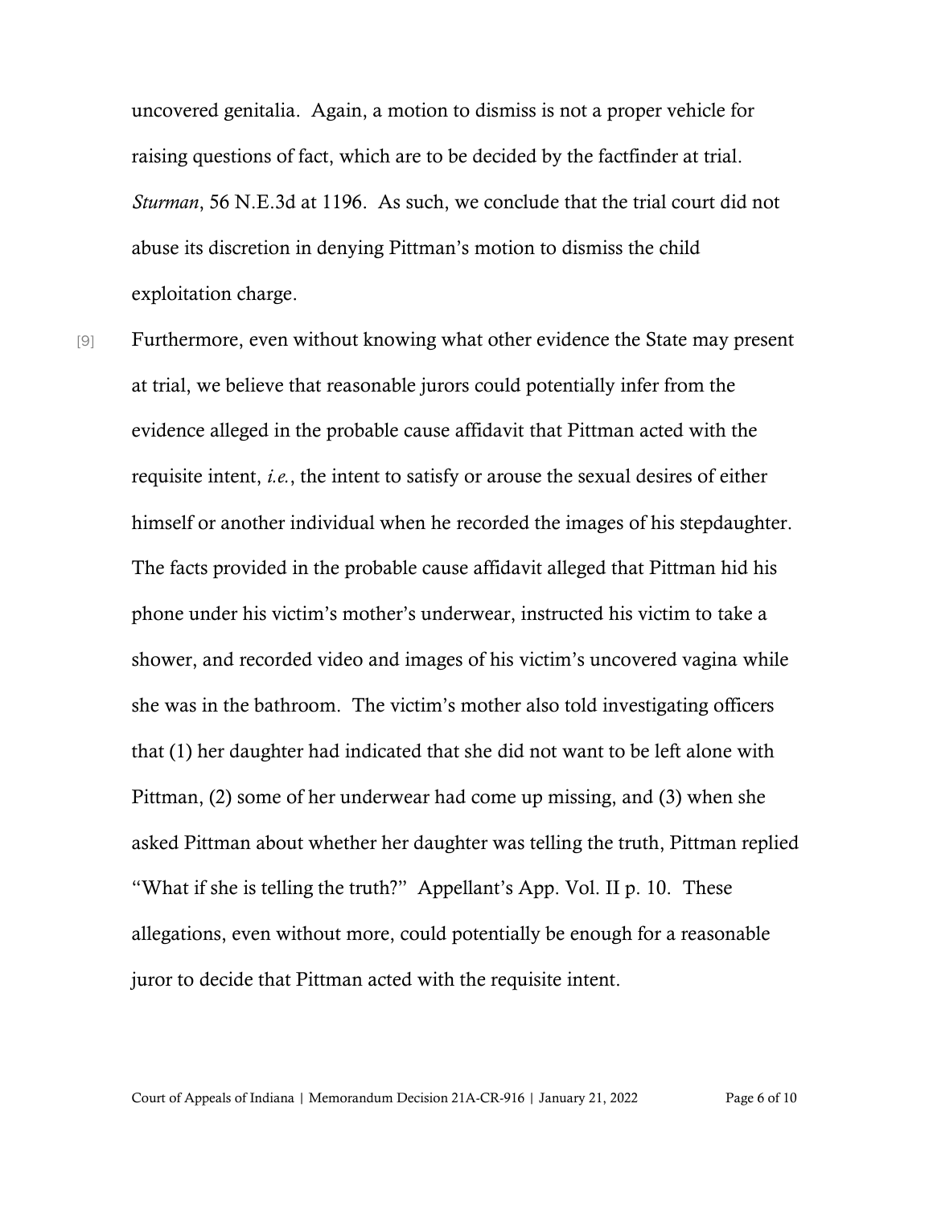uncovered genitalia. Again, a motion to dismiss is not a proper vehicle for raising questions of fact, which are to be decided by the factfinder at trial. *Sturman*, 56 N.E.3d at 1196. As such, we conclude that the trial court did not abuse its discretion in denying Pittman's motion to dismiss the child exploitation charge.

[9] Furthermore, even without knowing what other evidence the State may present at trial, we believe that reasonable jurors could potentially infer from the evidence alleged in the probable cause affidavit that Pittman acted with the requisite intent, *i.e.*, the intent to satisfy or arouse the sexual desires of either himself or another individual when he recorded the images of his stepdaughter. The facts provided in the probable cause affidavit alleged that Pittman hid his phone under his victim's mother's underwear, instructed his victim to take a shower, and recorded video and images of his victim's uncovered vagina while she was in the bathroom. The victim's mother also told investigating officers that (1) her daughter had indicated that she did not want to be left alone with Pittman, (2) some of her underwear had come up missing, and (3) when she asked Pittman about whether her daughter was telling the truth, Pittman replied "What if she is telling the truth?" Appellant's App. Vol. II p. 10. These allegations, even without more, could potentially be enough for a reasonable juror to decide that Pittman acted with the requisite intent.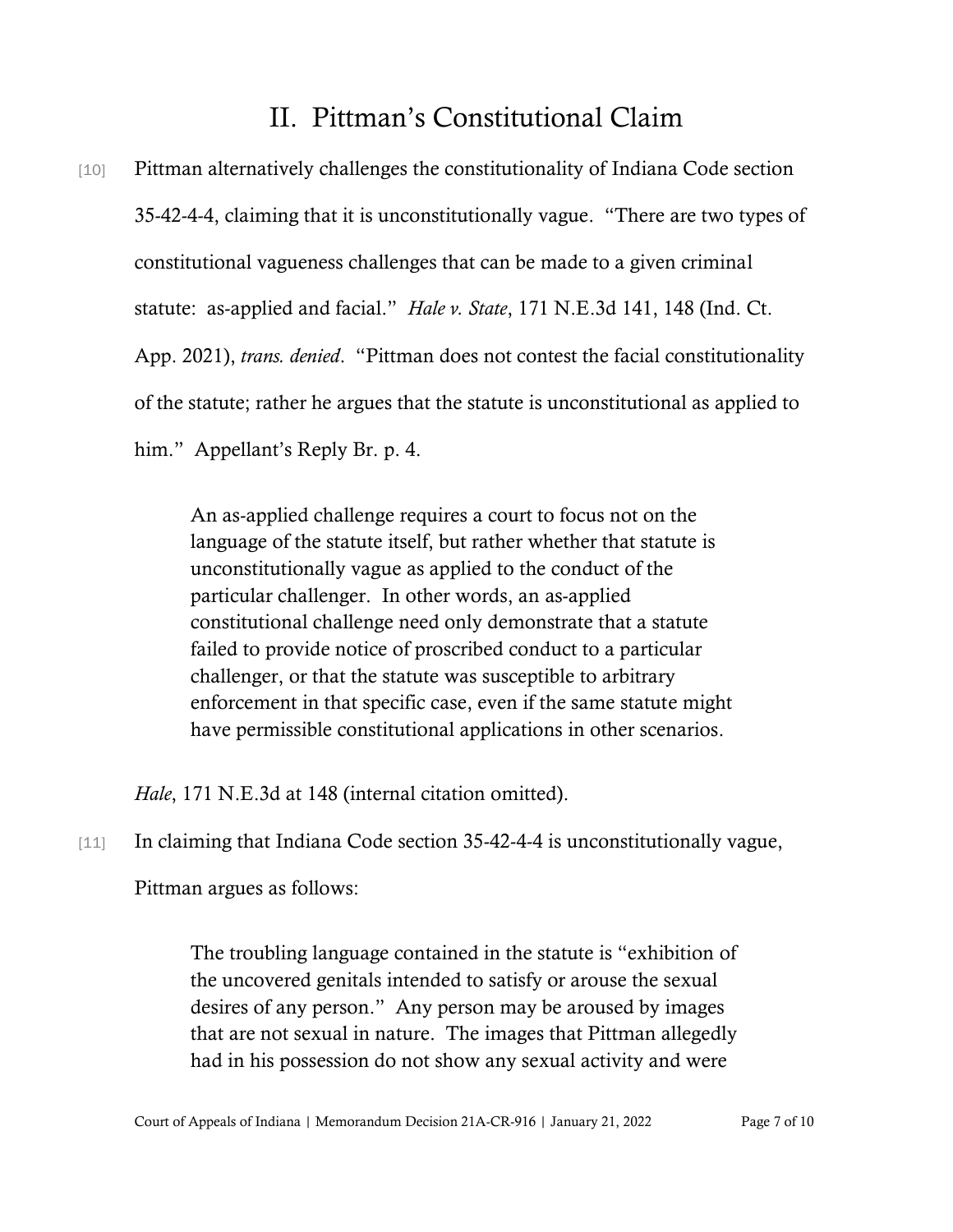## II. Pittman's Constitutional Claim

[10] Pittman alternatively challenges the constitutionality of Indiana Code section 35-42-4-4, claiming that it is unconstitutionally vague. "There are two types of constitutional vagueness challenges that can be made to a given criminal statute: as-applied and facial." *Hale v. State*, 171 N.E.3d 141, 148 (Ind. Ct. App. 2021), *trans. denied*. "Pittman does not contest the facial constitutionality of the statute; rather he argues that the statute is unconstitutional as applied to him." Appellant's Reply Br. p. 4.

> An as-applied challenge requires a court to focus not on the language of the statute itself, but rather whether that statute is unconstitutionally vague as applied to the conduct of the particular challenger. In other words, an as-applied constitutional challenge need only demonstrate that a statute failed to provide notice of proscribed conduct to a particular challenger, or that the statute was susceptible to arbitrary enforcement in that specific case, even if the same statute might have permissible constitutional applications in other scenarios.

*Hale*, 171 N.E.3d at 148 (internal citation omitted).

[11] In claiming that Indiana Code section 35-42-4-4 is unconstitutionally vague, Pittman argues as follows:

> The troubling language contained in the statute is "exhibition of the uncovered genitals intended to satisfy or arouse the sexual desires of any person." Any person may be aroused by images that are not sexual in nature. The images that Pittman allegedly had in his possession do not show any sexual activity and were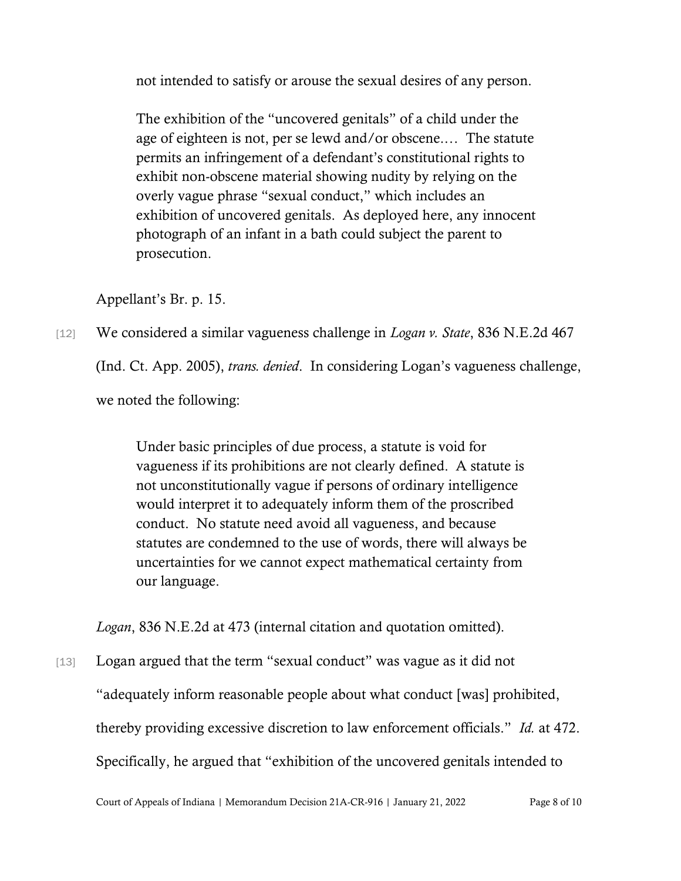> not intended to satisfy or arouse the sexual desires of any person.
>
> The exhibition of the "uncovered genitals" of a child under the age of eighteen is not, per se lewd and/or obscene.… The statute permits an infringement of a defendant's constitutional rights to exhibit non-obscene material showing nudity by relying on the overly vague phrase "sexual conduct," which includes an exhibition of uncovered genitals. As deployed here, any innocent photograph of an infant in a bath could subject the parent to prosecution.

Appellant's Br. p. 15.

[12] We considered a similar vagueness challenge in *Logan v. State*, 836 N.E.2d 467 (Ind. Ct. App. 2005), *trans. denied*. In considering Logan's vagueness challenge, we noted the following:

> Under basic principles of due process, a statute is void for vagueness if its prohibitions are not clearly defined. A statute is not unconstitutionally vague if persons of ordinary intelligence would interpret it to adequately inform them of the proscribed conduct. No statute need avoid all vagueness, and because statutes are condemned to the use of words, there will always be uncertainties for we cannot expect mathematical certainty from our language.

*Logan*, 836 N.E.2d at 473 (internal citation and quotation omitted).

[13] Logan argued that the term "sexual conduct" was vague as it did not "adequately inform reasonable people about what conduct [was] prohibited, thereby providing excessive discretion to law enforcement officials." *Id.* at 472. Specifically, he argued that "exhibition of the uncovered genitals intended to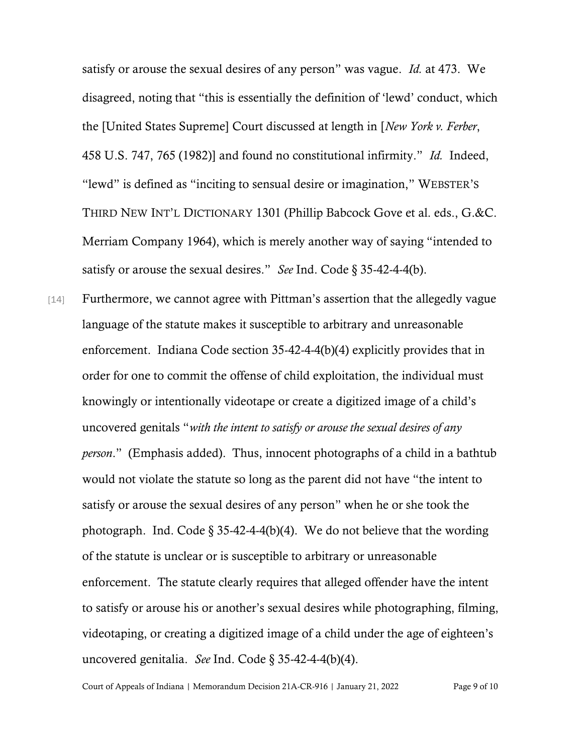satisfy or arouse the sexual desires of any person" was vague. *Id.* at 473. We disagreed, noting that "this is essentially the definition of 'lewd' conduct, which the [United States Supreme] Court discussed at length in [*New York v. Ferber*, 458 U.S. 747, 765 (1982)] and found no constitutional infirmity." *Id.* Indeed, "lewd" is defined as "inciting to sensual desire or imagination," WEBSTER'S THIRD NEW INT'L DICTIONARY 1301 (Phillip Babcock Gove et al. eds., G.&C. Merriam Company 1964), which is merely another way of saying "intended to satisfy or arouse the sexual desires." *See* Ind. Code § 35-42-4-4(b).

[14] Furthermore, we cannot agree with Pittman's assertion that the allegedly vague language of the statute makes it susceptible to arbitrary and unreasonable enforcement. Indiana Code section 35-42-4-4(b)(4) explicitly provides that in order for one to commit the offense of child exploitation, the individual must knowingly or intentionally videotape or create a digitized image of a child's uncovered genitals "*with the intent to satisfy or arouse the sexual desires of any person*." (Emphasis added). Thus, innocent photographs of a child in a bathtub would not violate the statute so long as the parent did not have "the intent to satisfy or arouse the sexual desires of any person" when he or she took the photograph. Ind. Code § 35-42-4-4(b)(4). We do not believe that the wording of the statute is unclear or is susceptible to arbitrary or unreasonable enforcement. The statute clearly requires that alleged offender have the intent to satisfy or arouse his or another's sexual desires while photographing, filming, videotaping, or creating a digitized image of a child under the age of eighteen's uncovered genitalia. *See* Ind. Code § 35-42-4-4(b)(4).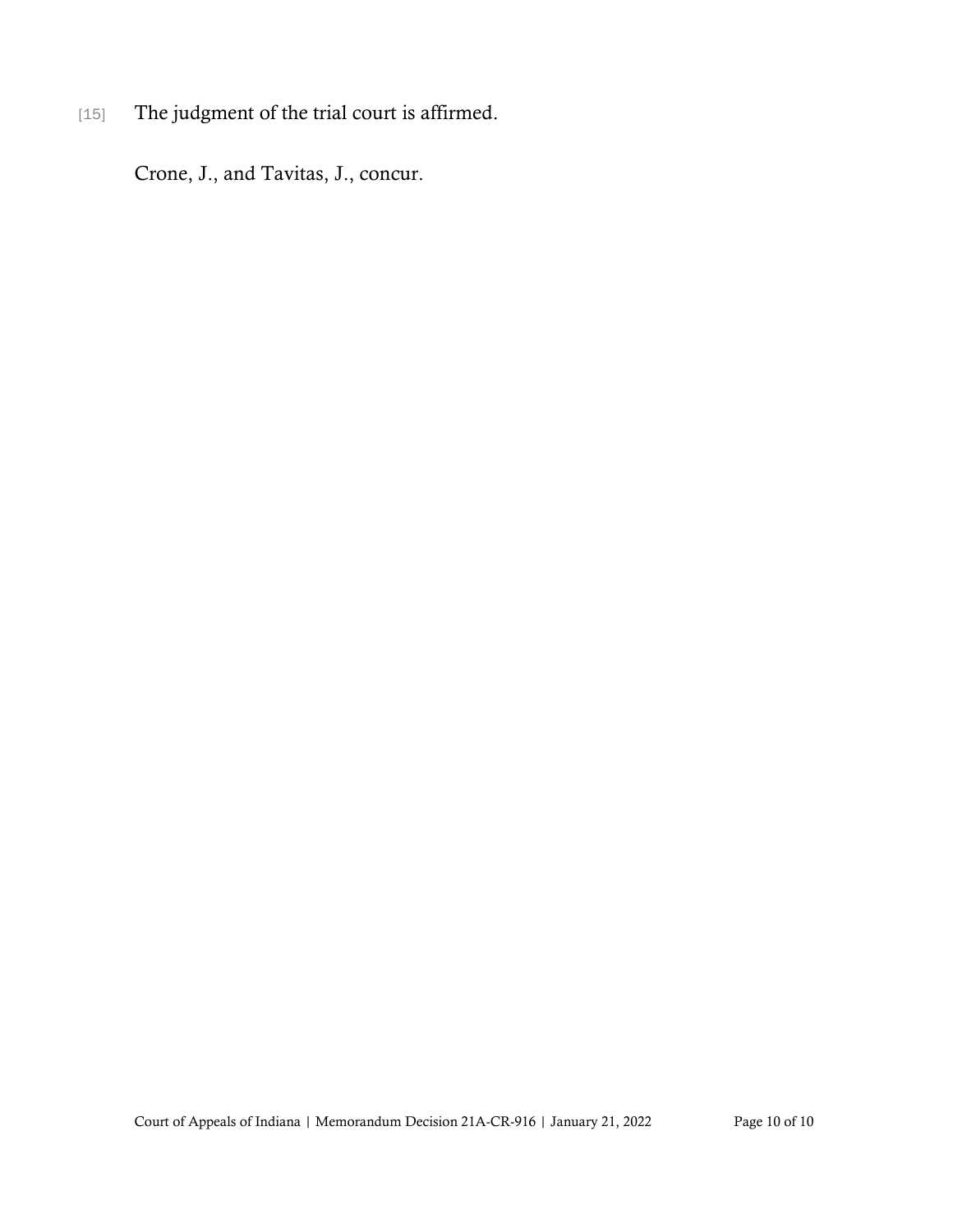[15] The judgment of the trial court is affirmed.

Crone, J., and Tavitas, J., concur.